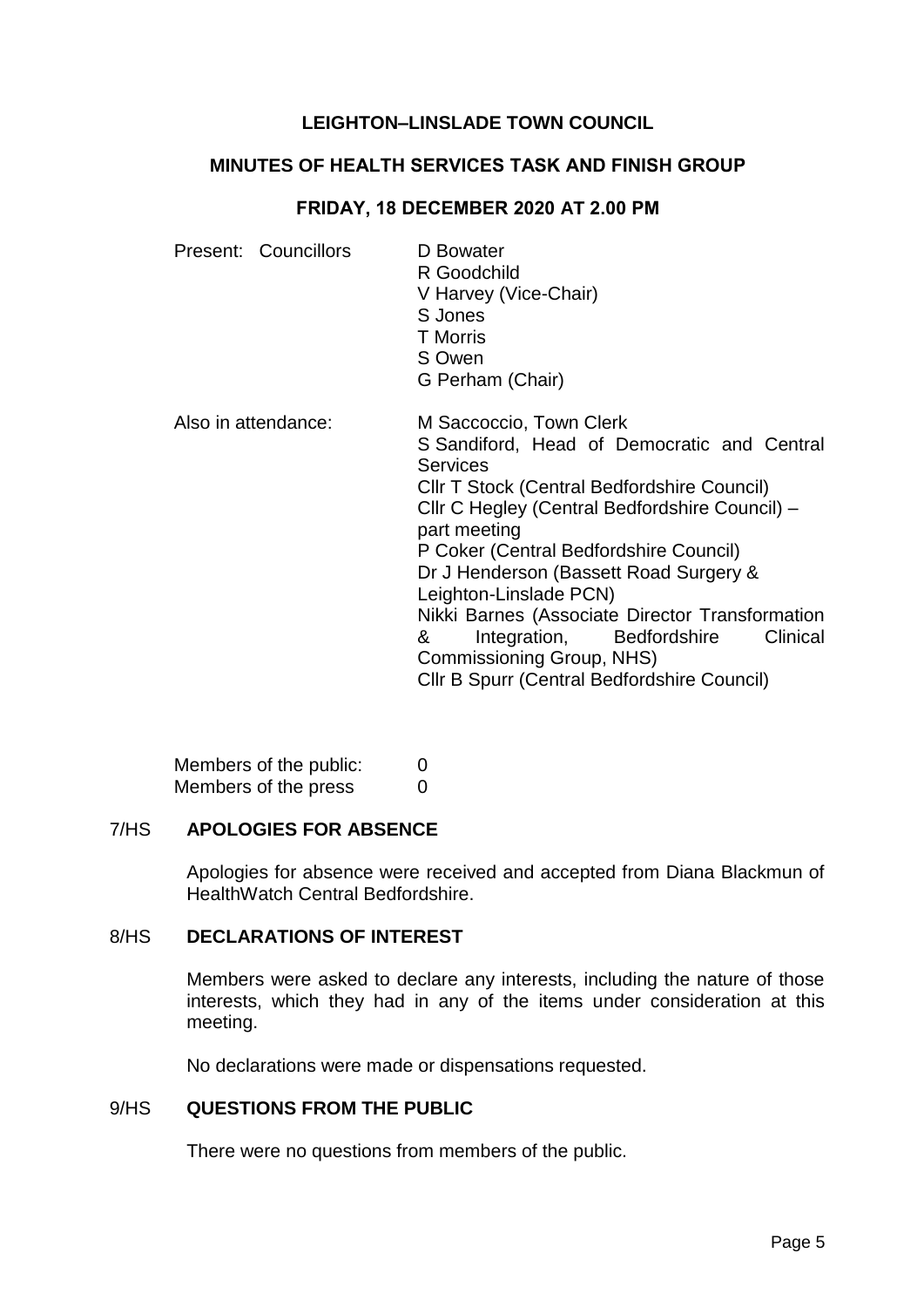# LEIGHTON–LINSLADE TOWN COUNCIL

## MINUTES OF HEALTH SERVICES TASK AND FINISH GROUP

### FRIDAY, 18 DECEMBER 2020 AT 2.00 PM

| | |
|---|---|
| Present: Councillors | D Bowater<br>R Goodchild<br>V Harvey (Vice-Chair)<br>S Jones<br>T Morris<br>S Owen<br>G Perham (Chair) |
| Also in attendance: | M Saccoccio, Town Clerk<br>S Sandiford, Head of Democratic and Central Services<br>Cllr T Stock (Central Bedfordshire Council)<br>Cllr C Hegley (Central Bedfordshire Council) – part meeting<br>P Coker (Central Bedfordshire Council)<br>Dr J Henderson (Bassett Road Surgery & Leighton-Linslade PCN)<br>Nikki Barnes (Associate Director Transformation & Integration, Bedfordshire Clinical Commissioning Group, NHS)<br>Cllr B Spurr (Central Bedfordshire Council) |

| | |
|---|---|
| Members of the public: | 0 |
| Members of the press | 0 |

**7/HS APOLOGIES FOR ABSENCE**

Apologies for absence were received and accepted from Diana Blackmun of HealthWatch Central Bedfordshire.

**8/HS DECLARATIONS OF INTEREST**

Members were asked to declare any interests, including the nature of those interests, which they had in any of the items under consideration at this meeting.

No declarations were made or dispensations requested.

**9/HS QUESTIONS FROM THE PUBLIC**

There were no questions from members of the public.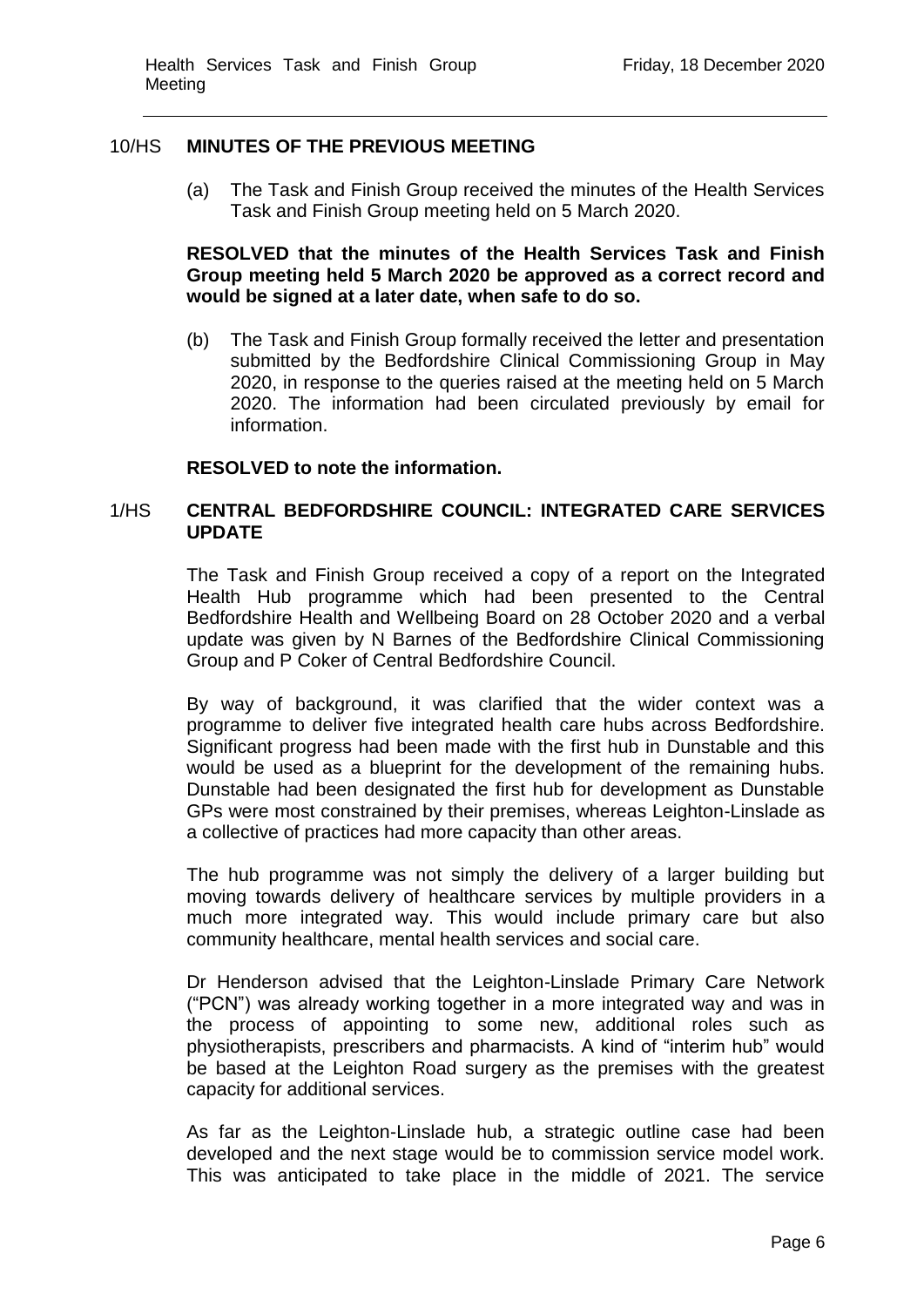## 10/HS MINUTES OF THE PREVIOUS MEETING

(a) The Task and Finish Group received the minutes of the Health Services Task and Finish Group meeting held on 5 March 2020.

**RESOLVED that the minutes of the Health Services Task and Finish Group meeting held 5 March 2020 be approved as a correct record and would be signed at a later date, when safe to do so.**

(b) The Task and Finish Group formally received the letter and presentation submitted by the Bedfordshire Clinical Commissioning Group in May 2020, in response to the queries raised at the meeting held on 5 March 2020. The information had been circulated previously by email for information.

**RESOLVED to note the information.**

## 1/HS CENTRAL BEDFORDSHIRE COUNCIL: INTEGRATED CARE SERVICES UPDATE

The Task and Finish Group received a copy of a report on the Integrated Health Hub programme which had been presented to the Central Bedfordshire Health and Wellbeing Board on 28 October 2020 and a verbal update was given by N Barnes of the Bedfordshire Clinical Commissioning Group and P Coker of Central Bedfordshire Council.

By way of background, it was clarified that the wider context was a programme to deliver five integrated health care hubs across Bedfordshire. Significant progress had been made with the first hub in Dunstable and this would be used as a blueprint for the development of the remaining hubs. Dunstable had been designated the first hub for development as Dunstable GPs were most constrained by their premises, whereas Leighton-Linslade as a collective of practices had more capacity than other areas.

The hub programme was not simply the delivery of a larger building but moving towards delivery of healthcare services by multiple providers in a much more integrated way. This would include primary care but also community healthcare, mental health services and social care.

Dr Henderson advised that the Leighton-Linslade Primary Care Network ("PCN") was already working together in a more integrated way and was in the process of appointing to some new, additional roles such as physiotherapists, prescribers and pharmacists. A kind of "interim hub" would be based at the Leighton Road surgery as the premises with the greatest capacity for additional services.

As far as the Leighton-Linslade hub, a strategic outline case had been developed and the next stage would be to commission service model work. This was anticipated to take place in the middle of 2021. The service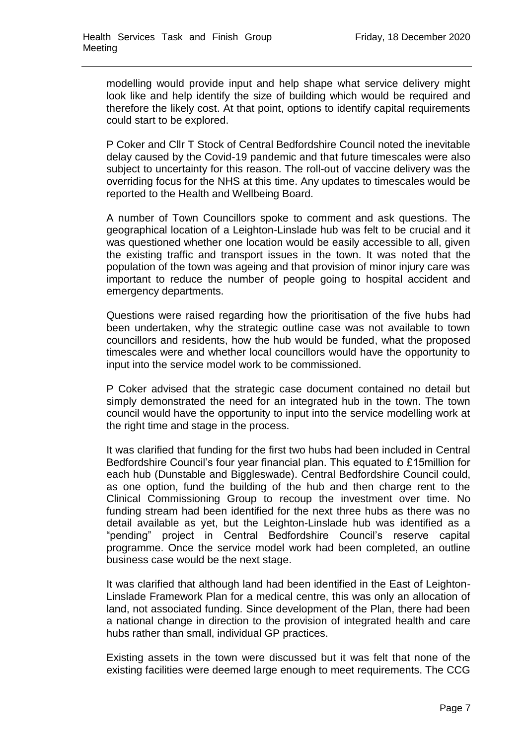modelling would provide input and help shape what service delivery might look like and help identify the size of building which would be required and therefore the likely cost. At that point, options to identify capital requirements could start to be explored.

P Coker and Cllr T Stock of Central Bedfordshire Council noted the inevitable delay caused by the Covid-19 pandemic and that future timescales were also subject to uncertainty for this reason. The roll-out of vaccine delivery was the overriding focus for the NHS at this time. Any updates to timescales would be reported to the Health and Wellbeing Board.

A number of Town Councillors spoke to comment and ask questions. The geographical location of a Leighton-Linslade hub was felt to be crucial and it was questioned whether one location would be easily accessible to all, given the existing traffic and transport issues in the town. It was noted that the population of the town was ageing and that provision of minor injury care was important to reduce the number of people going to hospital accident and emergency departments.

Questions were raised regarding how the prioritisation of the five hubs had been undertaken, why the strategic outline case was not available to town councillors and residents, how the hub would be funded, what the proposed timescales were and whether local councillors would have the opportunity to input into the service model work to be commissioned.

P Coker advised that the strategic case document contained no detail but simply demonstrated the need for an integrated hub in the town. The town council would have the opportunity to input into the service modelling work at the right time and stage in the process.

It was clarified that funding for the first two hubs had been included in Central Bedfordshire Council's four year financial plan. This equated to £15million for each hub (Dunstable and Biggleswade). Central Bedfordshire Council could, as one option, fund the building of the hub and then charge rent to the Clinical Commissioning Group to recoup the investment over time. No funding stream had been identified for the next three hubs as there was no detail available as yet, but the Leighton-Linslade hub was identified as a "pending" project in Central Bedfordshire Council's reserve capital programme. Once the service model work had been completed, an outline business case would be the next stage.

It was clarified that although land had been identified in the East of Leighton-Linslade Framework Plan for a medical centre, this was only an allocation of land, not associated funding. Since development of the Plan, there had been a national change in direction to the provision of integrated health and care hubs rather than small, individual GP practices.

Existing assets in the town were discussed but it was felt that none of the existing facilities were deemed large enough to meet requirements. The CCG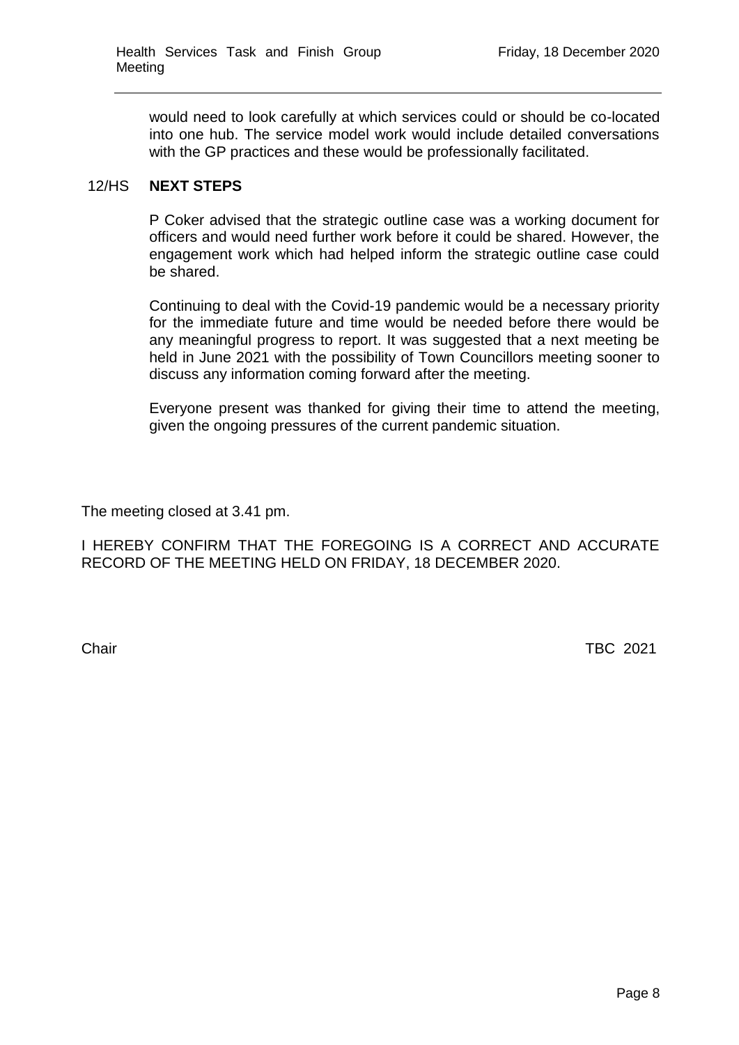would need to look carefully at which services could or should be co-located into one hub. The service model work would include detailed conversations with the GP practices and these would be professionally facilitated.

## 12/HS NEXT STEPS

P Coker advised that the strategic outline case was a working document for officers and would need further work before it could be shared. However, the engagement work which had helped inform the strategic outline case could be shared.

Continuing to deal with the Covid-19 pandemic would be a necessary priority for the immediate future and time would be needed before there would be any meaningful progress to report. It was suggested that a next meeting be held in June 2021 with the possibility of Town Councillors meeting sooner to discuss any information coming forward after the meeting.

Everyone present was thanked for giving their time to attend the meeting, given the ongoing pressures of the current pandemic situation.

The meeting closed at 3.41 pm.

I HEREBY CONFIRM THAT THE FOREGOING IS A CORRECT AND ACCURATE RECORD OF THE MEETING HELD ON FRIDAY, 18 DECEMBER 2020.

Chair TBC 2021